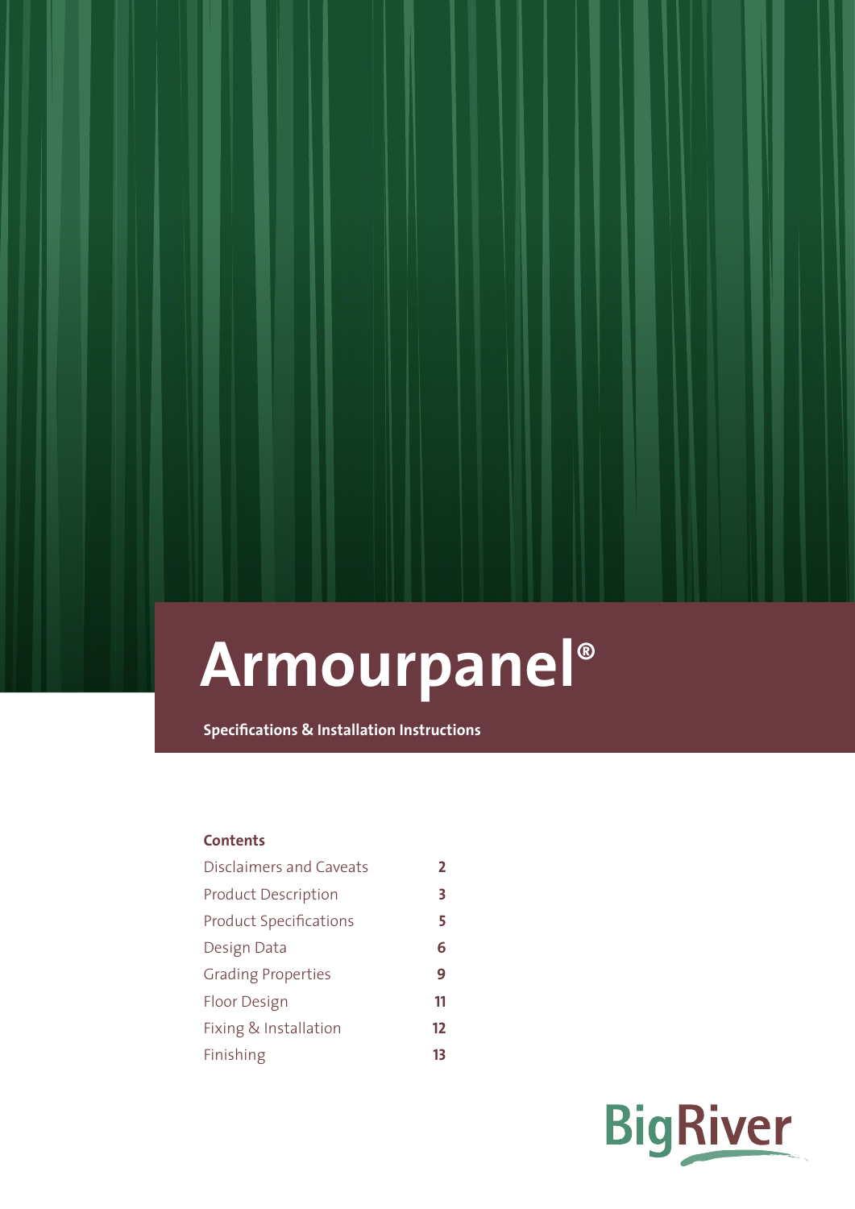# Armourpanel®

**Specifications & Installation Instructions**

**Contents**

| | |
|---|---|
| Disclaimers and Caveats | 2 |
| Product Description | 3 |
| Product Specifications | 5 |
| Design Data | 6 |
| Grading Properties | 9 |
| Floor Design | 11 |
| Fixing & Installation | 12 |
| Finishing | 13 |

BigRiver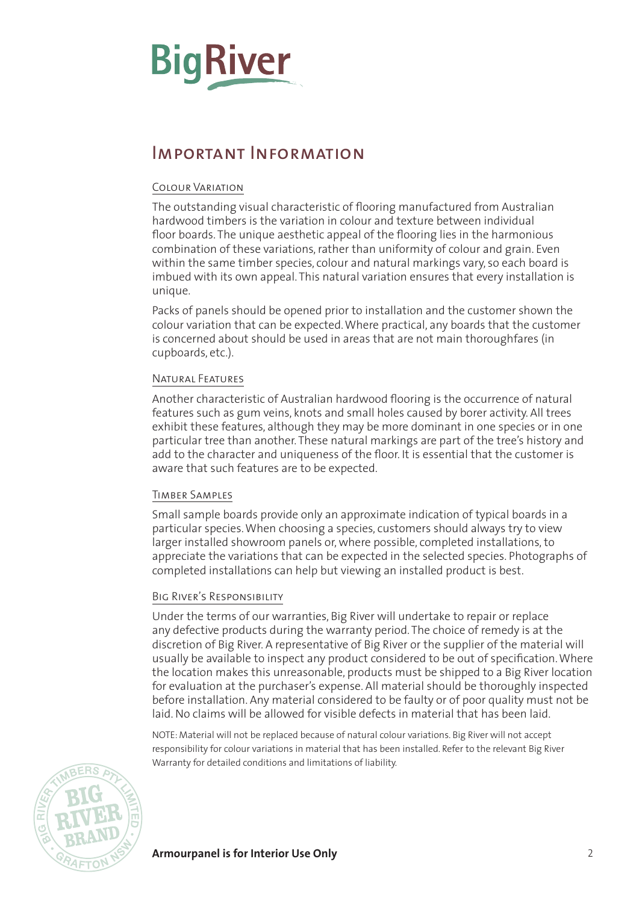# Important Information

### Colour Variation

The outstanding visual characteristic of flooring manufactured from Australian hardwood timbers is the variation in colour and texture between individual floor boards. The unique aesthetic appeal of the flooring lies in the harmonious combination of these variations, rather than uniformity of colour and grain. Even within the same timber species, colour and natural markings vary, so each board is imbued with its own appeal. This natural variation ensures that every installation is unique.

Packs of panels should be opened prior to installation and the customer shown the colour variation that can be expected. Where practical, any boards that the customer is concerned about should be used in areas that are not main thoroughfares (in cupboards, etc.).

### Natural Features

Another characteristic of Australian hardwood flooring is the occurrence of natural features such as gum veins, knots and small holes caused by borer activity. All trees exhibit these features, although they may be more dominant in one species or in one particular tree than another. These natural markings are part of the tree's history and add to the character and uniqueness of the floor. It is essential that the customer is aware that such features are to be expected.

### Timber Samples

Small sample boards provide only an approximate indication of typical boards in a particular species. When choosing a species, customers should always try to view larger installed showroom panels or, where possible, completed installations, to appreciate the variations that can be expected in the selected species. Photographs of completed installations can help but viewing an installed product is best.

### Big River's Responsibility

Under the terms of our warranties, Big River will undertake to repair or replace any defective products during the warranty period. The choice of remedy is at the discretion of Big River. A representative of Big River or the supplier of the material will usually be available to inspect any product considered to be out of specification. Where the location makes this unreasonable, products must be shipped to a Big River location for evaluation at the purchaser's expense. All material should be thoroughly inspected before installation. Any material considered to be faulty or of poor quality must not be laid. No claims will be allowed for visible defects in material that has been laid.

NOTE: Material will not be replaced because of natural colour variations. Big River will not accept responsibility for colour variations in material that has been installed. Refer to the relevant Big River Warranty for detailed conditions and limitations of liability.

**Armourpanel is for Interior Use Only**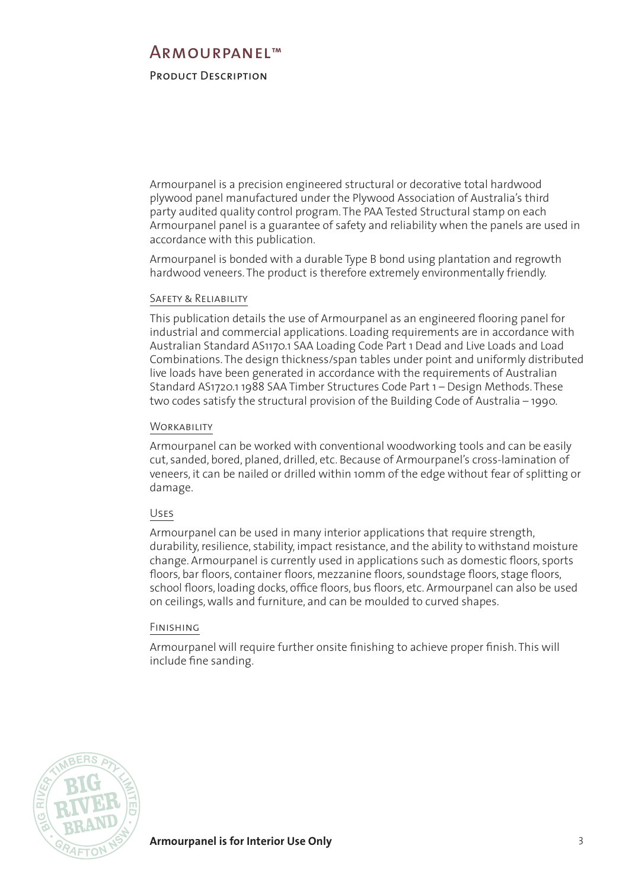# Armourpanel™

## Product Description

Armourpanel is a precision engineered structural or decorative total hardwood plywood panel manufactured under the Plywood Association of Australia's third party audited quality control program. The PAA Tested Structural stamp on each Armourpanel panel is a guarantee of safety and reliability when the panels are used in accordance with this publication.

Armourpanel is bonded with a durable Type B bond using plantation and regrowth hardwood veneers. The product is therefore extremely environmentally friendly.

### Safety & Reliability

This publication details the use of Armourpanel as an engineered flooring panel for industrial and commercial applications. Loading requirements are in accordance with Australian Standard AS1170.1 SAA Loading Code Part 1 Dead and Live Loads and Load Combinations. The design thickness/span tables under point and uniformly distributed live loads have been generated in accordance with the requirements of Australian Standard AS1720.1 1988 SAA Timber Structures Code Part 1 – Design Methods. These two codes satisfy the structural provision of the Building Code of Australia – 1990.

### Workability

Armourpanel can be worked with conventional woodworking tools and can be easily cut, sanded, bored, planed, drilled, etc. Because of Armourpanel's cross-lamination of veneers, it can be nailed or drilled within 10mm of the edge without fear of splitting or damage.

### Uses

Armourpanel can be used in many interior applications that require strength, durability, resilience, stability, impact resistance, and the ability to withstand moisture change. Armourpanel is currently used in applications such as domestic floors, sports floors, bar floors, container floors, mezzanine floors, soundstage floors, stage floors, school floors, loading docks, office floors, bus floors, etc. Armourpanel can also be used on ceilings, walls and furniture, and can be moulded to curved shapes.

### Finishing

Armourpanel will require further onsite finishing to achieve proper finish. This will include fine sanding.

**Armourpanel is for Interior Use Only**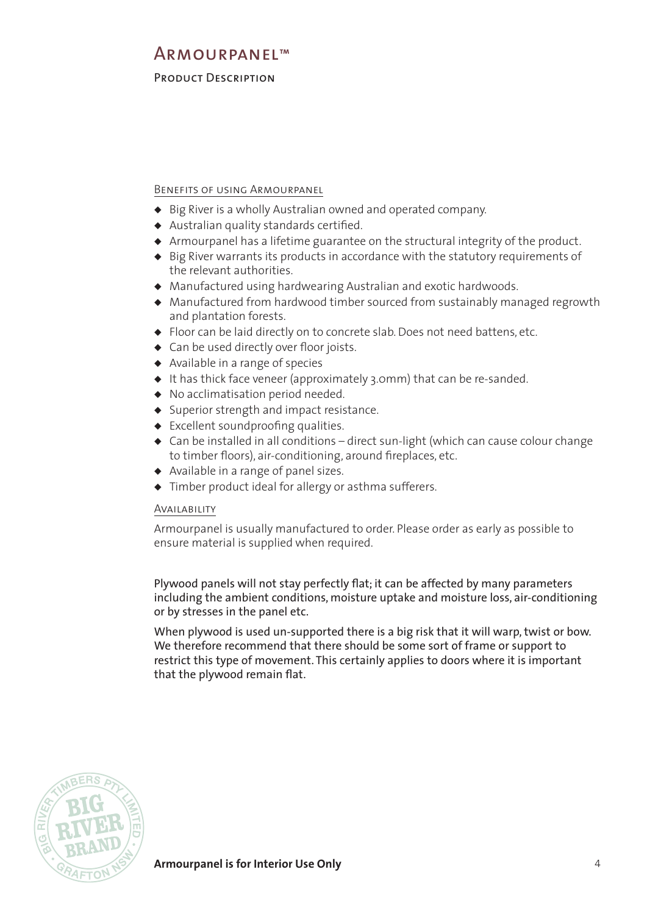# Armourpanel™

## Product Description

### Benefits of using Armourpanel

- Big River is a wholly Australian owned and operated company.
- Australian quality standards certified.
- Armourpanel has a lifetime guarantee on the structural integrity of the product.
- Big River warrants its products in accordance with the statutory requirements of the relevant authorities.
- Manufactured using hardwearing Australian and exotic hardwoods.
- Manufactured from hardwood timber sourced from sustainably managed regrowth and plantation forests.
- Floor can be laid directly on to concrete slab. Does not need battens, etc.
- Can be used directly over floor joists.
- Available in a range of species
- It has thick face veneer (approximately 3.0mm) that can be re-sanded.
- No acclimatisation period needed.
- Superior strength and impact resistance.
- Excellent soundproofing qualities.
- Can be installed in all conditions – direct sun-light (which can cause colour change to timber floors), air-conditioning, around fireplaces, etc.
- Available in a range of panel sizes.
- Timber product ideal for allergy or asthma sufferers.

### Availability

Armourpanel is usually manufactured to order. Please order as early as possible to ensure material is supplied when required.

Plywood panels will not stay perfectly flat; it can be affected by many parameters including the ambient conditions, moisture uptake and moisture loss, air-conditioning or by stresses in the panel etc.

When plywood is used un-supported there is a big risk that it will warp, twist or bow. We therefore recommend that there should be some sort of frame or support to restrict this type of movement. This certainly applies to doors where it is important that the plywood remain flat.

**Armourpanel is for Interior Use Only**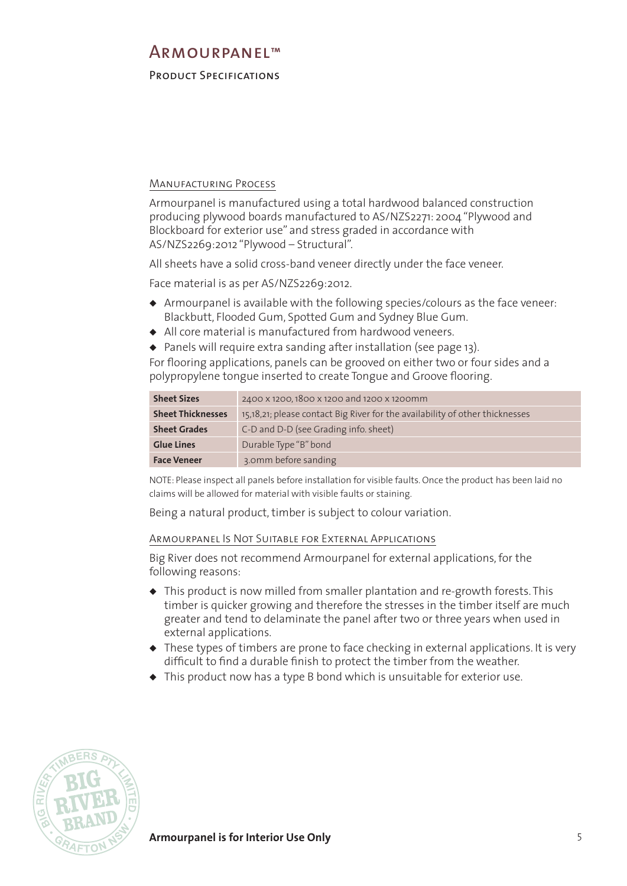# Armourpanel™

## Product Specifications

### Manufacturing Process

Armourpanel is manufactured using a total hardwood balanced construction producing plywood boards manufactured to AS/NZS2271: 2004 "Plywood and Blockboard for exterior use" and stress graded in accordance with AS/NZS2269:2012 "Plywood – Structural".

All sheets have a solid cross-band veneer directly under the face veneer.

Face material is as per AS/NZS2269:2012.

- Armourpanel is available with the following species/colours as the face veneer: Blackbutt, Flooded Gum, Spotted Gum and Sydney Blue Gum.
- All core material is manufactured from hardwood veneers.
- Panels will require extra sanding after installation (see page 13).

For flooring applications, panels can be grooved on either two or four sides and a polypropylene tongue inserted to create Tongue and Groove flooring.

| | |
|---|---|
| **Sheet Sizes** | 2400 x 1200, 1800 x 1200 and 1200 x 1200mm |
| **Sheet Thicknesses** | 15,18,21; please contact Big River for the availability of other thicknesses |
| **Sheet Grades** | C-D and D-D (see Grading info. sheet) |
| **Glue Lines** | Durable Type "B" bond |
| **Face Veneer** | 3.0mm before sanding |

NOTE: Please inspect all panels before installation for visible faults. Once the product has been laid no claims will be allowed for material with visible faults or staining.

Being a natural product, timber is subject to colour variation.

### Armourpanel Is Not Suitable for External Applications

Big River does not recommend Armourpanel for external applications, for the following reasons:

- This product is now milled from smaller plantation and re-growth forests. This timber is quicker growing and therefore the stresses in the timber itself are much greater and tend to delaminate the panel after two or three years when used in external applications.
- These types of timbers are prone to face checking in external applications. It is very difficult to find a durable finish to protect the timber from the weather.
- This product now has a type B bond which is unsuitable for exterior use.

**Armourpanel is for Interior Use Only**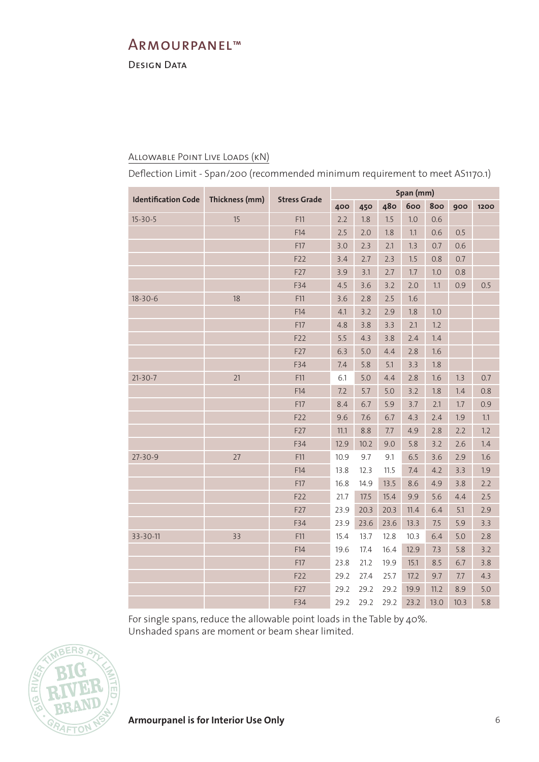# Armourpanel™

## Design Data

### Allowable Point Live Loads (kN)

Deflection Limit - Span/200 (recommended minimum requirement to meet AS1170.1)

| Identification Code | Thickness (mm) | Stress Grade | Span (mm) | | | | | | |
|---|---|---|---|---|---|---|---|---|---|
| | | | 400 | 450 | 480 | 600 | 800 | 900 | 1200 |
| 15-30-5 | 15 | F11 | 2.2 | 1.8 | 1.5 | 1.0 | 0.6 | | |
| | | F14 | 2.5 | 2.0 | 1.8 | 1.1 | 0.6 | 0.5 | |
| | | F17 | 3.0 | 2.3 | 2.1 | 1.3 | 0.7 | 0.6 | |
| | | F22 | 3.4 | 2.7 | 2.3 | 1.5 | 0.8 | 0.7 | |
| | | F27 | 3.9 | 3.1 | 2.7 | 1.7 | 1.0 | 0.8 | |
| | | F34 | 4.5 | 3.6 | 3.2 | 2.0 | 1.1 | 0.9 | 0.5 |
| 18-30-6 | 18 | F11 | 3.6 | 2.8 | 2.5 | 1.6 | | | |
| | | F14 | 4.1 | 3.2 | 2.9 | 1.8 | 1.0 | | |
| | | F17 | 4.8 | 3.8 | 3.3 | 2.1 | 1.2 | | |
| | | F22 | 5.5 | 4.3 | 3.8 | 2.4 | 1.4 | | |
| | | F27 | 6.3 | 5.0 | 4.4 | 2.8 | 1.6 | | |
| | | F34 | 7.4 | 5.8 | 5.1 | 3.3 | 1.8 | | |
| 21-30-7 | 21 | F11 | 6.1 | 5.0 | 4.4 | 2.8 | 1.6 | 1.3 | 0.7 |
| | | F14 | 7.2 | 5.7 | 5.0 | 3.2 | 1.8 | 1.4 | 0.8 |
| | | F17 | 8.4 | 6.7 | 5.9 | 3.7 | 2.1 | 1.7 | 0.9 |
| | | F22 | 9.6 | 7.6 | 6.7 | 4.3 | 2.4 | 1.9 | 1.1 |
| | | F27 | 11.1 | 8.8 | 7.7 | 4.9 | 2.8 | 2.2 | 1.2 |
| | | F34 | 12.9 | 10.2 | 9.0 | 5.8 | 3.2 | 2.6 | 1.4 |
| 27-30-9 | 27 | F11 | 10.9 | 9.7 | 9.1 | 6.5 | 3.6 | 2.9 | 1.6 |
| | | F14 | 13.8 | 12.3 | 11.5 | 7.4 | 4.2 | 3.3 | 1.9 |
| | | F17 | 16.8 | 14.9 | 13.5 | 8.6 | 4.9 | 3.8 | 2.2 |
| | | F22 | 21.7 | 17.5 | 15.4 | 9.9 | 5.6 | 4.4 | 2.5 |
| | | F27 | 23.9 | 20.3 | 20.3 | 11.4 | 6.4 | 5.1 | 2.9 |
| | | F34 | 23.9 | 23.6 | 23.6 | 13.3 | 7.5 | 5.9 | 3.3 |
| 33-30-11 | 33 | F11 | 15.4 | 13.7 | 12.8 | 10.3 | 6.4 | 5.0 | 2.8 |
| | | F14 | 19.6 | 17.4 | 16.4 | 12.9 | 7.3 | 5.8 | 3.2 |
| | | F17 | 23.8 | 21.2 | 19.9 | 15.1 | 8.5 | 6.7 | 3.8 |
| | | F22 | 29.2 | 27.4 | 25.7 | 17.2 | 9.7 | 7.7 | 4.3 |
| | | F27 | 29.2 | 29.2 | 29.2 | 19.9 | 11.2 | 8.9 | 5.0 |
| | | F34 | 29.2 | 29.2 | 29.2 | 23.2 | 13.0 | 10.3 | 5.8 |

For single spans, reduce the allowable point loads in the Table by 40%.
Unshaded spans are moment or beam shear limited.

**Armourpanel is for Interior Use Only**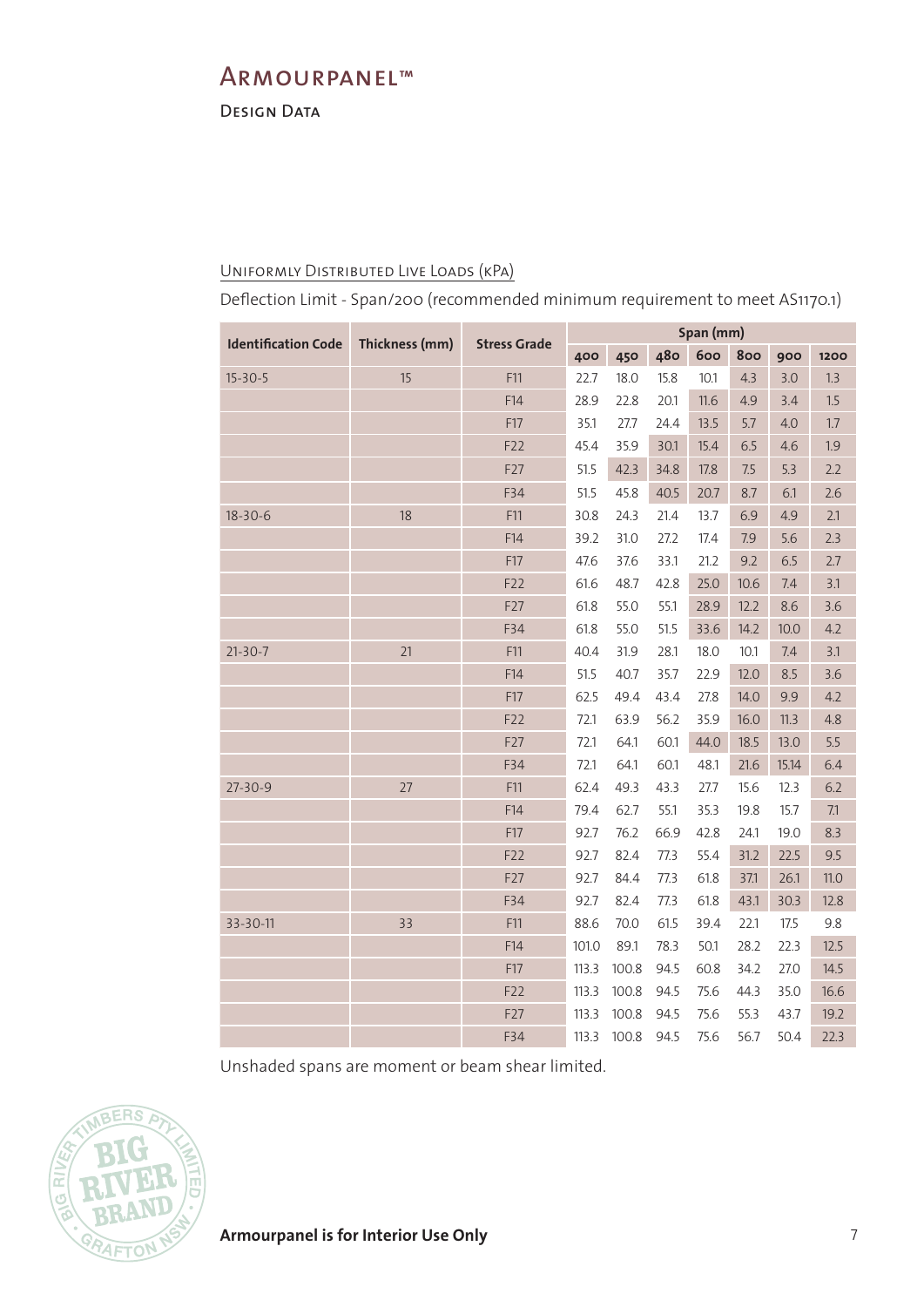# Armourpanel™

## Design Data

### Uniformly Distributed Live Loads (kPa)

Deflection Limit - Span/200 (recommended minimum requirement to meet AS1170.1)

| Identification Code | Thickness (mm) | Stress Grade | Span (mm) | | | | | | |
|---|---|---|---|---|---|---|---|---|---|
| | | | 400 | 450 | 480 | 600 | 800 | 900 | 1200 |
| 15-30-5 | 15 | F11 | 22.7 | 18.0 | 15.8 | 10.1 | 4.3 | 3.0 | 1.3 |
| | | F14 | 28.9 | 22.8 | 20.1 | 11.6 | 4.9 | 3.4 | 1.5 |
| | | F17 | 35.1 | 27.7 | 24.4 | 13.5 | 5.7 | 4.0 | 1.7 |
| | | F22 | 45.4 | 35.9 | 30.1 | 15.4 | 6.5 | 4.6 | 1.9 |
| | | F27 | 51.5 | 42.3 | 34.8 | 17.8 | 7.5 | 5.3 | 2.2 |
| | | F34 | 51.5 | 45.8 | 40.5 | 20.7 | 8.7 | 6.1 | 2.6 |
| 18-30-6 | 18 | F11 | 30.8 | 24.3 | 21.4 | 13.7 | 6.9 | 4.9 | 2.1 |
| | | F14 | 39.2 | 31.0 | 27.2 | 17.4 | 7.9 | 5.6 | 2.3 |
| | | F17 | 47.6 | 37.6 | 33.1 | 21.2 | 9.2 | 6.5 | 2.7 |
| | | F22 | 61.6 | 48.7 | 42.8 | 25.0 | 10.6 | 7.4 | 3.1 |
| | | F27 | 61.8 | 55.0 | 55.1 | 28.9 | 12.2 | 8.6 | 3.6 |
| | | F34 | 61.8 | 55.0 | 51.5 | 33.6 | 14.2 | 10.0 | 4.2 |
| 21-30-7 | 21 | F11 | 40.4 | 31.9 | 28.1 | 18.0 | 10.1 | 7.4 | 3.1 |
| | | F14 | 51.5 | 40.7 | 35.7 | 22.9 | 12.0 | 8.5 | 3.6 |
| | | F17 | 62.5 | 49.4 | 43.4 | 27.8 | 14.0 | 9.9 | 4.2 |
| | | F22 | 72.1 | 63.9 | 56.2 | 35.9 | 16.0 | 11.3 | 4.8 |
| | | F27 | 72.1 | 64.1 | 60.1 | 44.0 | 18.5 | 13.0 | 5.5 |
| | | F34 | 72.1 | 64.1 | 60.1 | 48.1 | 21.6 | 15.14 | 6.4 |
| 27-30-9 | 27 | F11 | 62.4 | 49.3 | 43.3 | 27.7 | 15.6 | 12.3 | 6.2 |
| | | F14 | 79.4 | 62.7 | 55.1 | 35.3 | 19.8 | 15.7 | 7.1 |
| | | F17 | 92.7 | 76.2 | 66.9 | 42.8 | 24.1 | 19.0 | 8.3 |
| | | F22 | 92.7 | 82.4 | 77.3 | 55.4 | 31.2 | 22.5 | 9.5 |
| | | F27 | 92.7 | 84.4 | 77.3 | 61.8 | 37.1 | 26.1 | 11.0 |
| | | F34 | 92.7 | 82.4 | 77.3 | 61.8 | 43.1 | 30.3 | 12.8 |
| 33-30-11 | 33 | F11 | 88.6 | 70.0 | 61.5 | 39.4 | 22.1 | 17.5 | 9.8 |
| | | F14 | 101.0 | 89.1 | 78.3 | 50.1 | 28.2 | 22.3 | 12.5 |
| | | F17 | 113.3 | 100.8 | 94.5 | 60.8 | 34.2 | 27.0 | 14.5 |
| | | F22 | 113.3 | 100.8 | 94.5 | 75.6 | 44.3 | 35.0 | 16.6 |
| | | F27 | 113.3 | 100.8 | 94.5 | 75.6 | 55.3 | 43.7 | 19.2 |
| | | F34 | 113.3 | 100.8 | 94.5 | 75.6 | 56.7 | 50.4 | 22.3 |

Unshaded spans are moment or beam shear limited.

BIG RIVER TIMBERS PTY LIMITED · BIG RIVER BRAND · GRAFTON NSW

**Armourpanel is for Interior Use Only**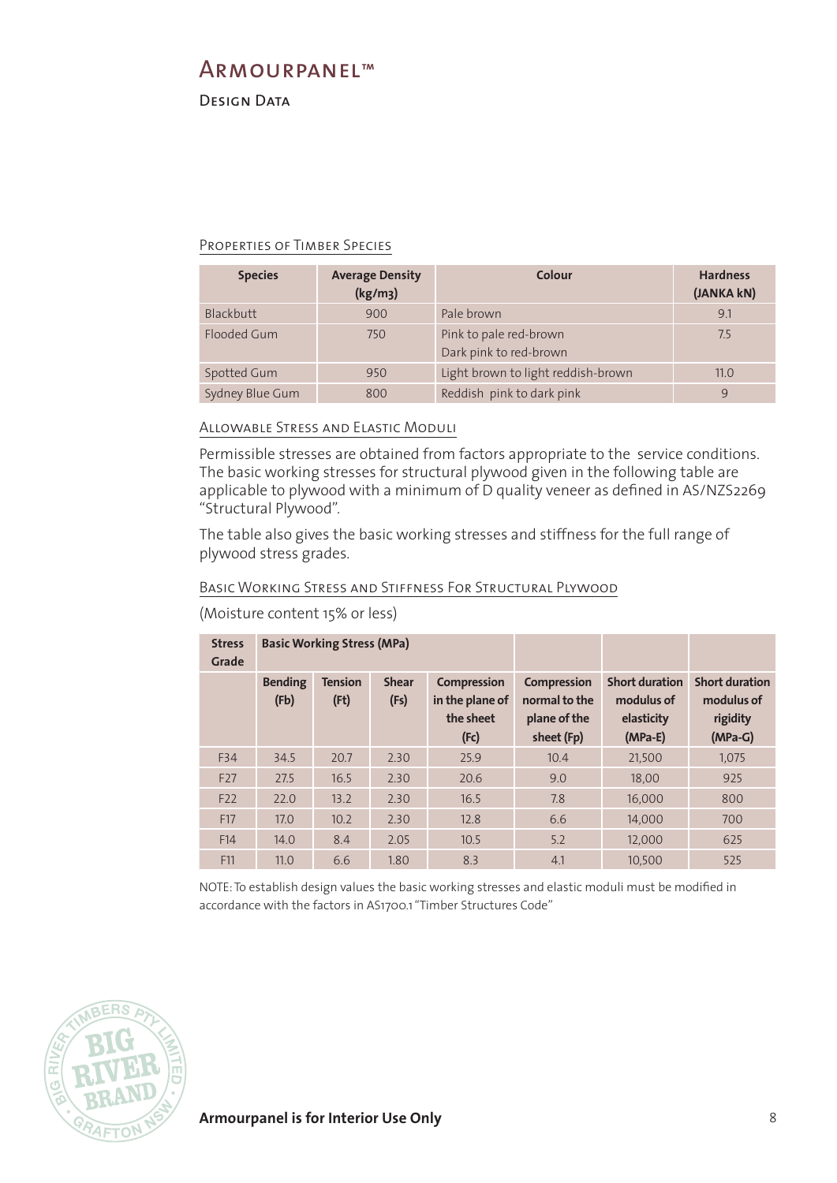# Armourpanel™

## Design Data

### Properties of Timber Species

| Species | Average Density (kg/m3) | Colour | Hardness (JANKA kN) |
|---|---|---|---|
| Blackbutt | 900 | Pale brown | 9.1 |
| Flooded Gum | 750 | Pink to pale red-brown<br>Dark pink to red-brown | 7.5 |
| Spotted Gum | 950 | Light brown to light reddish-brown | 11.0 |
| Sydney Blue Gum | 800 | Reddish pink to dark pink | 9 |

### Allowable Stress and Elastic Moduli

Permissible stresses are obtained from factors appropriate to the service conditions. The basic working stresses for structural plywood given in the following table are applicable to plywood with a minimum of D quality veneer as defined in AS/NZS2269 "Structural Plywood".

The table also gives the basic working stresses and stiffness for the full range of plywood stress grades.

### Basic Working Stress and Stiffness For Structural Plywood

(Moisture content 15% or less)

| Stress Grade | Basic Working Stress (MPa) | | | | | | |
|---|---|---|---|---|---|---|---|
| | Bending (Fb) | Tension (Ft) | Shear (Fs) | Compression in the plane of the sheet (Fc) | Compression normal to the plane of the sheet (Fp) | Short duration modulus of elasticity (MPa-E) | Short duration modulus of rigidity (MPa-G) |
| F34 | 34.5 | 20.7 | 2.30 | 25.9 | 10.4 | 21,500 | 1,075 |
| F27 | 27.5 | 16.5 | 2.30 | 20.6 | 9.0 | 18,00 | 925 |
| F22 | 22.0 | 13.2 | 2.30 | 16.5 | 7.8 | 16,000 | 800 |
| F17 | 17.0 | 10.2 | 2.30 | 12.8 | 6.6 | 14,000 | 700 |
| F14 | 14.0 | 8.4 | 2.05 | 10.5 | 5.2 | 12,000 | 625 |
| F11 | 11.0 | 6.6 | 1.80 | 8.3 | 4.1 | 10,500 | 525 |

NOTE: To establish design values the basic working stresses and elastic moduli must be modified in accordance with the factors in AS1700.1 "Timber Structures Code"

**Armourpanel is for Interior Use Only**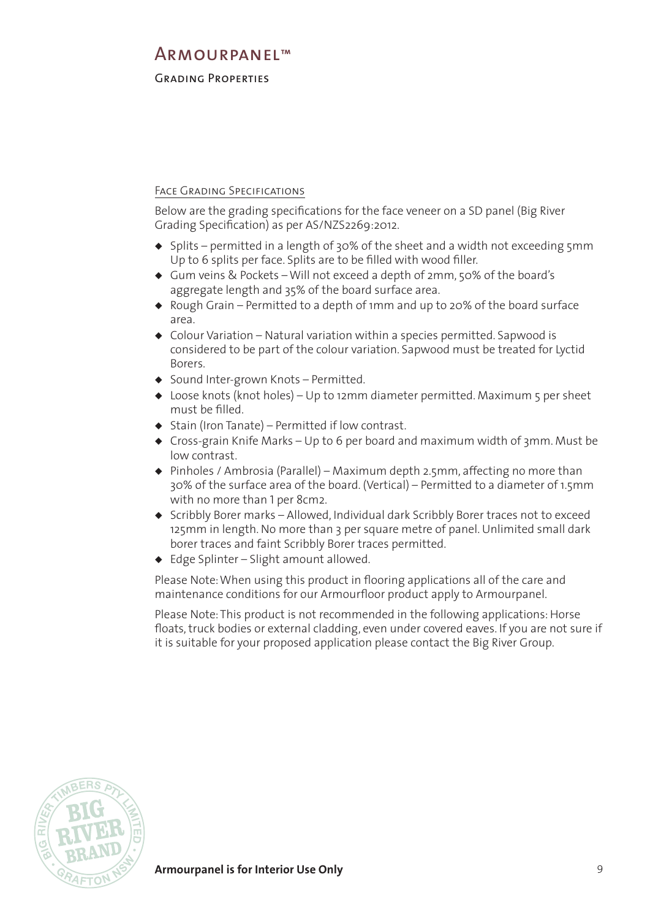# Armourpanel™

## Grading Properties

### Face Grading Specifications

Below are the grading specifications for the face veneer on a SD panel (Big River Grading Specification) as per AS/NZS2269:2012.

- Splits – permitted in a length of 30% of the sheet and a width not exceeding 5mm Up to 6 splits per face. Splits are to be filled with wood filler.
- Gum veins & Pockets – Will not exceed a depth of 2mm, 50% of the board's aggregate length and 35% of the board surface area.
- Rough Grain – Permitted to a depth of 1mm and up to 20% of the board surface area.
- Colour Variation – Natural variation within a species permitted. Sapwood is considered to be part of the colour variation. Sapwood must be treated for Lyctid Borers.
- Sound Inter-grown Knots – Permitted.
- Loose knots (knot holes) – Up to 12mm diameter permitted. Maximum 5 per sheet must be filled.
- Stain (Iron Tanate) – Permitted if low contrast.
- Cross-grain Knife Marks – Up to 6 per board and maximum width of 3mm. Must be low contrast.
- Pinholes / Ambrosia (Parallel) – Maximum depth 2.5mm, affecting no more than 30% of the surface area of the board. (Vertical) – Permitted to a diameter of 1.5mm with no more than 1 per 8cm2.
- Scribbly Borer marks – Allowed, Individual dark Scribbly Borer traces not to exceed 125mm in length. No more than 3 per square metre of panel. Unlimited small dark borer traces and faint Scribbly Borer traces permitted.
- Edge Splinter – Slight amount allowed.

Please Note: When using this product in flooring applications all of the care and maintenance conditions for our Armourfloor product apply to Armourpanel.

Please Note: This product is not recommended in the following applications: Horse floats, truck bodies or external cladding, even under covered eaves. If you are not sure if it is suitable for your proposed application please contact the Big River Group.

**Armourpanel is for Interior Use Only**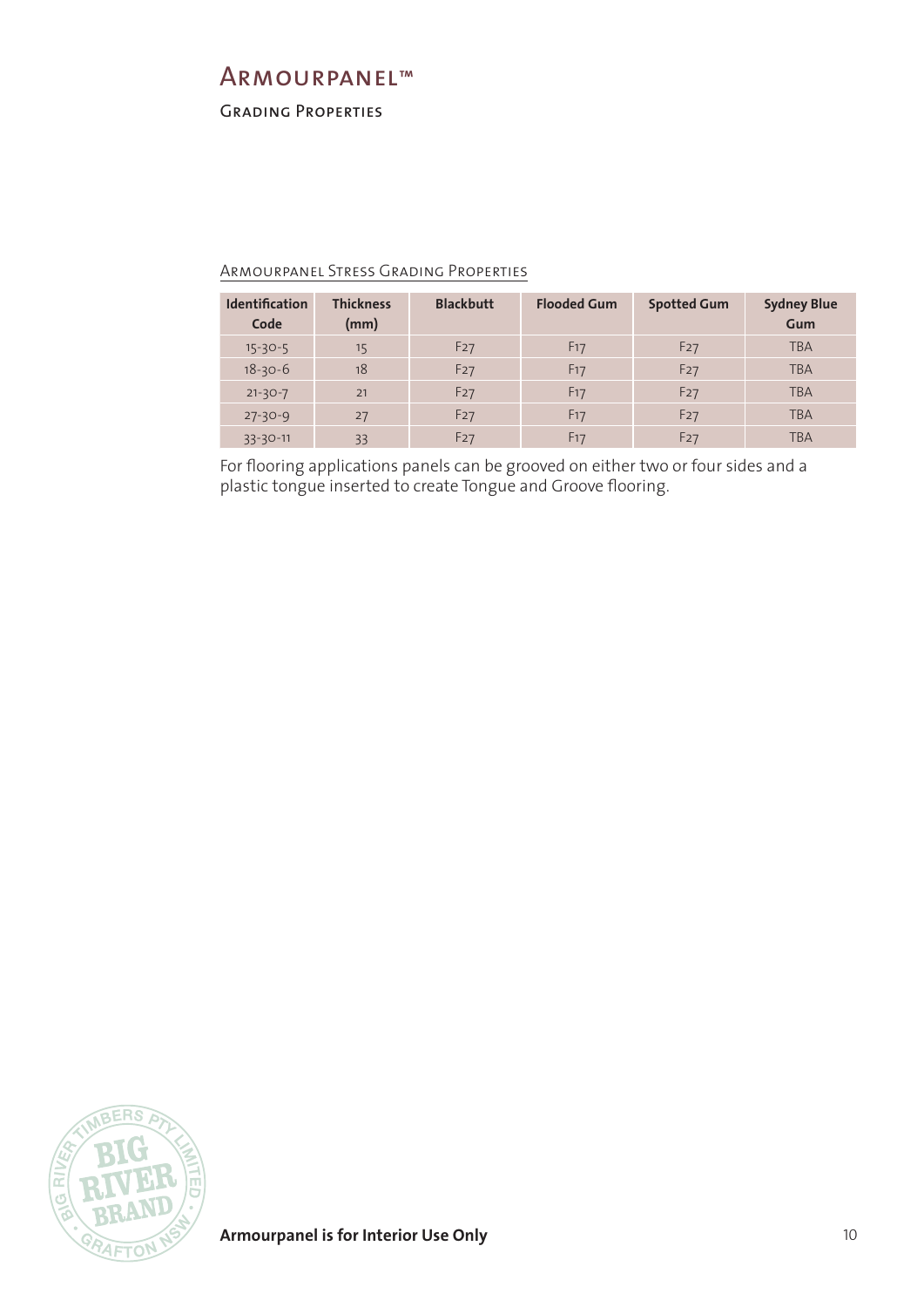# Armourpanel™

## Grading Properties

### Armourpanel Stress Grading Properties

| Identification Code | Thickness (mm) | Blackbutt | Flooded Gum | Spotted Gum | Sydney Blue Gum |
|---|---|---|---|---|---|
| 15-30-5 | 15 | F27 | F17 | F27 | TBA |
| 18-30-6 | 18 | F27 | F17 | F27 | TBA |
| 21-30-7 | 21 | F27 | F17 | F27 | TBA |
| 27-30-9 | 27 | F27 | F17 | F27 | TBA |
| 33-30-11 | 33 | F27 | F17 | F27 | TBA |

For flooring applications panels can be grooved on either two or four sides and a plastic tongue inserted to create Tongue and Groove flooring.

**Armourpanel is for Interior Use Only**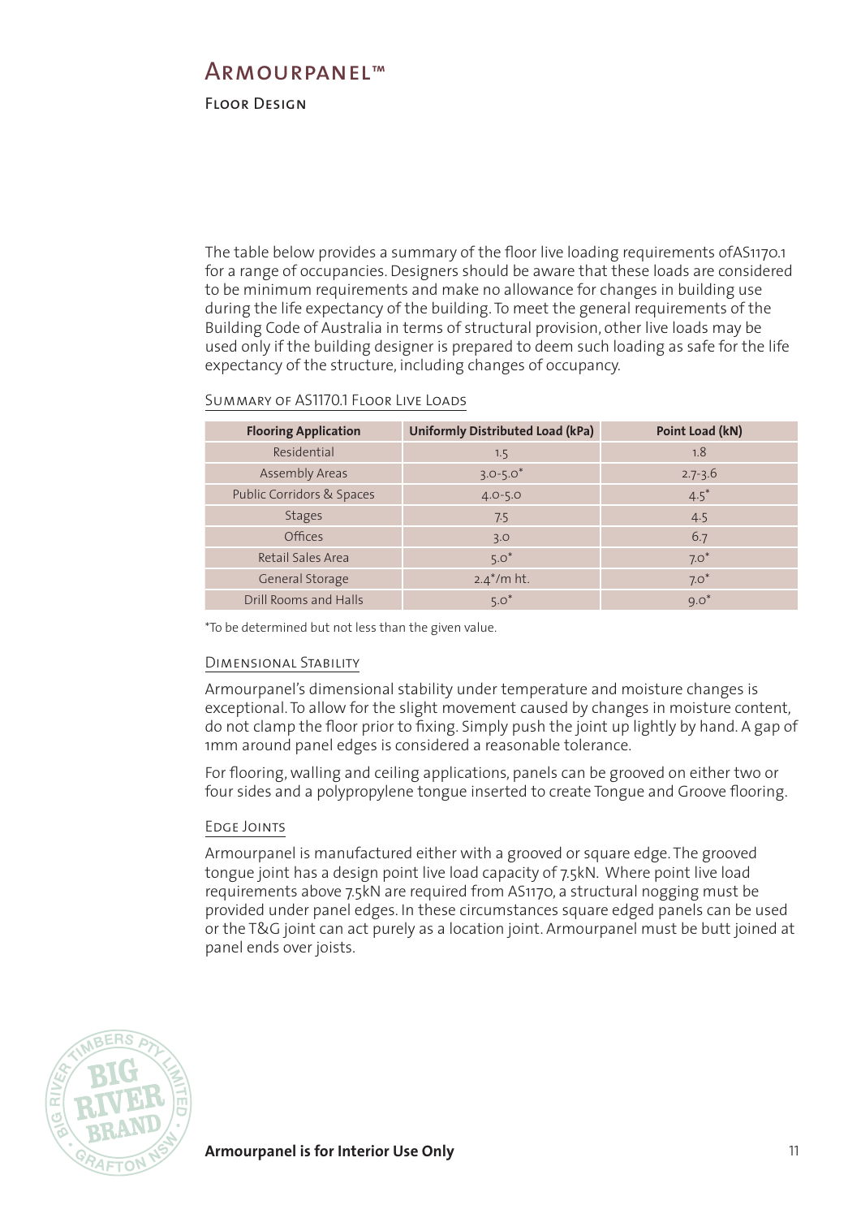# Armourpanel™

## Floor Design

The table below provides a summary of the floor live loading requirements ofAS1170.1 for a range of occupancies. Designers should be aware that these loads are considered to be minimum requirements and make no allowance for changes in building use during the life expectancy of the building. To meet the general requirements of the Building Code of Australia in terms of structural provision, other live loads may be used only if the building designer is prepared to deem such loading as safe for the life expectancy of the structure, including changes of occupancy.

### Summary of AS1170.1 Floor Live Loads

| Flooring Application | Uniformly Distributed Load (kPa) | Point Load (kN) |
|---|---|---|
| Residential | 1.5 | 1.8 |
| Assembly Areas | 3.0-5.0* | 2.7-3.6 |
| Public Corridors & Spaces | 4.0-5.0 | 4.5* |
| Stages | 7.5 | 4.5 |
| Offices | 3.0 | 6.7 |
| Retail Sales Area | 5.0* | 7.0* |
| General Storage | 2.4*/m ht. | 7.0* |
| Drill Rooms and Halls | 5.0* | 9.0* |

*To be determined but not less than the given value.

### Dimensional Stability

Armourpanel's dimensional stability under temperature and moisture changes is exceptional. To allow for the slight movement caused by changes in moisture content, do not clamp the floor prior to fixing. Simply push the joint up lightly by hand. A gap of 1mm around panel edges is considered a reasonable tolerance.

For flooring, walling and ceiling applications, panels can be grooved on either two or four sides and a polypropylene tongue inserted to create Tongue and Groove flooring.

### Edge Joints

Armourpanel is manufactured either with a grooved or square edge. The grooved tongue joint has a design point live load capacity of 7.5kN. Where point live load requirements above 7.5kN are required from AS1170, a structural nogging must be provided under panel edges. In these circumstances square edged panels can be used or the T&G joint can act purely as a location joint. Armourpanel must be butt joined at panel ends over joists.

**Armourpanel is for Interior Use Only**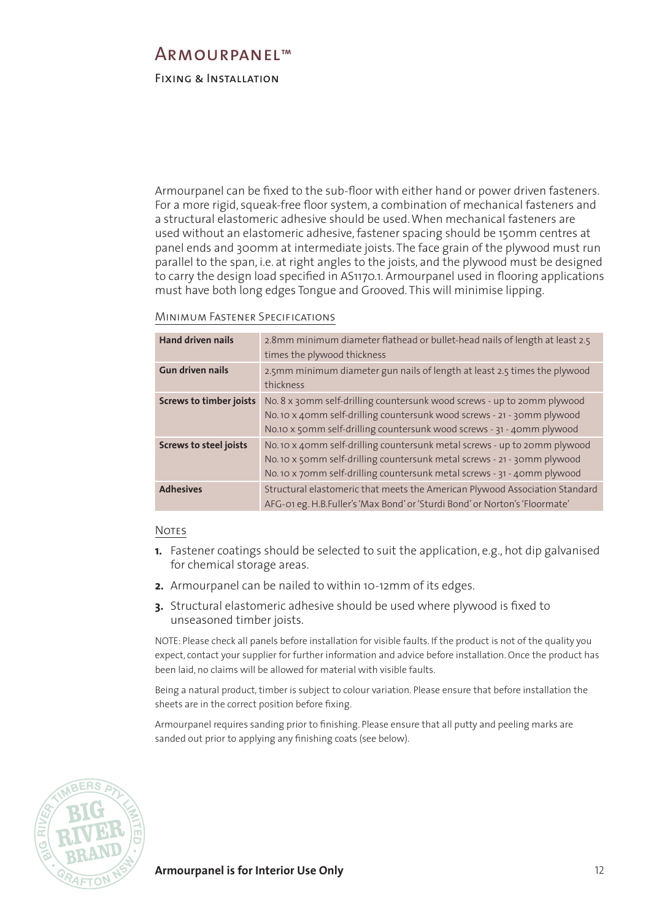# Armourpanel™

## Fixing & Installation

Armourpanel can be fixed to the sub-floor with either hand or power driven fasteners. For a more rigid, squeak-free floor system, a combination of mechanical fasteners and a structural elastomeric adhesive should be used. When mechanical fasteners are used without an elastomeric adhesive, fastener spacing should be 150mm centres at panel ends and 300mm at intermediate joists. The face grain of the plywood must run parallel to the span, i.e. at right angles to the joists, and the plywood must be designed to carry the design load specified in AS1170.1. Armourpanel used in flooring applications must have both long edges Tongue and Grooved. This will minimise lipping.

### Minimum Fastener Specifications

| | |
|---|---|
| **Hand driven nails** | 2.8mm minimum diameter flathead or bullet-head nails of length at least 2.5 times the plywood thickness |
| **Gun driven nails** | 2.5mm minimum diameter gun nails of length at least 2.5 times the plywood thickness |
| **Screws to timber joists** | No. 8 x 30mm self-drilling countersunk wood screws - up to 20mm plywood<br>No. 10 x 40mm self-drilling countersunk wood screws - 21 - 30mm plywood<br>No.10 x 50mm self-drilling countersunk wood screws - 31 - 40mm plywood |
| **Screws to steel joists** | No. 10 x 40mm self-drilling countersunk metal screws - up to 20mm plywood<br>No. 10 x 50mm self-drilling countersunk metal screws - 21 - 30mm plywood<br>No. 10 x 70mm self-drilling countersunk metal screws - 31 - 40mm plywood |
| **Adhesives** | Structural elastomeric that meets the American Plywood Association Standard AFG-01 eg. H.B.Fuller's 'Max Bond' or 'Sturdi Bond' or Norton's 'Floormate' |

### Notes

1. Fastener coatings should be selected to suit the application, e.g., hot dip galvanised for chemical storage areas.
2. Armourpanel can be nailed to within 10-12mm of its edges.
3. Structural elastomeric adhesive should be used where plywood is fixed to unseasoned timber joists.

NOTE: Please check all panels before installation for visible faults. If the product is not of the quality you expect, contact your supplier for further information and advice before installation. Once the product has been laid, no claims will be allowed for material with visible faults.

Being a natural product, timber is subject to colour variation. Please ensure that before installation the sheets are in the correct position before fixing.

Armourpanel requires sanding prior to finishing. Please ensure that all putty and peeling marks are sanded out prior to applying any finishing coats (see below).

**Armourpanel is for Interior Use Only**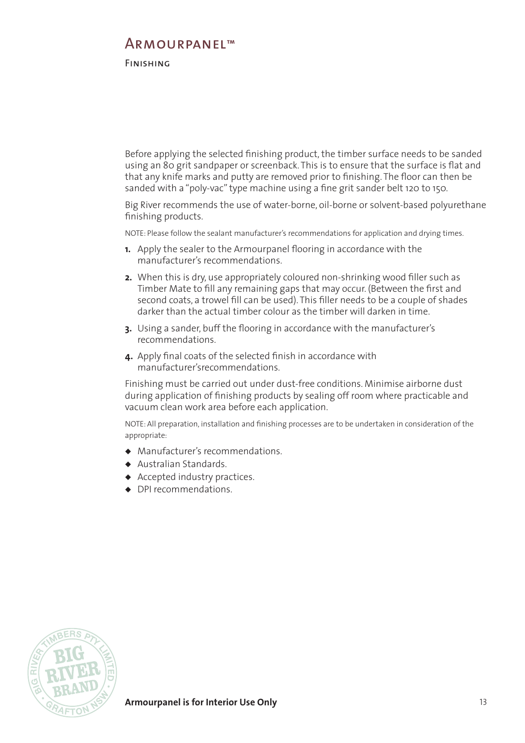# Armourpanel™

## Finishing

Before applying the selected finishing product, the timber surface needs to be sanded using an 80 grit sandpaper or screenback. This is to ensure that the surface is flat and that any knife marks and putty are removed prior to finishing. The floor can then be sanded with a "poly-vac" type machine using a fine grit sander belt 120 to 150.

Big River recommends the use of water-borne, oil-borne or solvent-based polyurethane finishing products.

NOTE: Please follow the sealant manufacturer's recommendations for application and drying times.

1. Apply the sealer to the Armourpanel flooring in accordance with the manufacturer's recommendations.
2. When this is dry, use appropriately coloured non-shrinking wood filler such as Timber Mate to fill any remaining gaps that may occur. (Between the first and second coats, a trowel fill can be used). This filler needs to be a couple of shades darker than the actual timber colour as the timber will darken in time.
3. Using a sander, buff the flooring in accordance with the manufacturer's recommendations.
4. Apply final coats of the selected finish in accordance with manufacturer'srecommendations.

Finishing must be carried out under dust-free conditions. Minimise airborne dust during application of finishing products by sealing off room where practicable and vacuum clean work area before each application.

NOTE: All preparation, installation and finishing processes are to be undertaken in consideration of the appropriate:

- Manufacturer's recommendations.
- Australian Standards.
- Accepted industry practices.
- DPI recommendations.

**Armourpanel is for Interior Use Only**